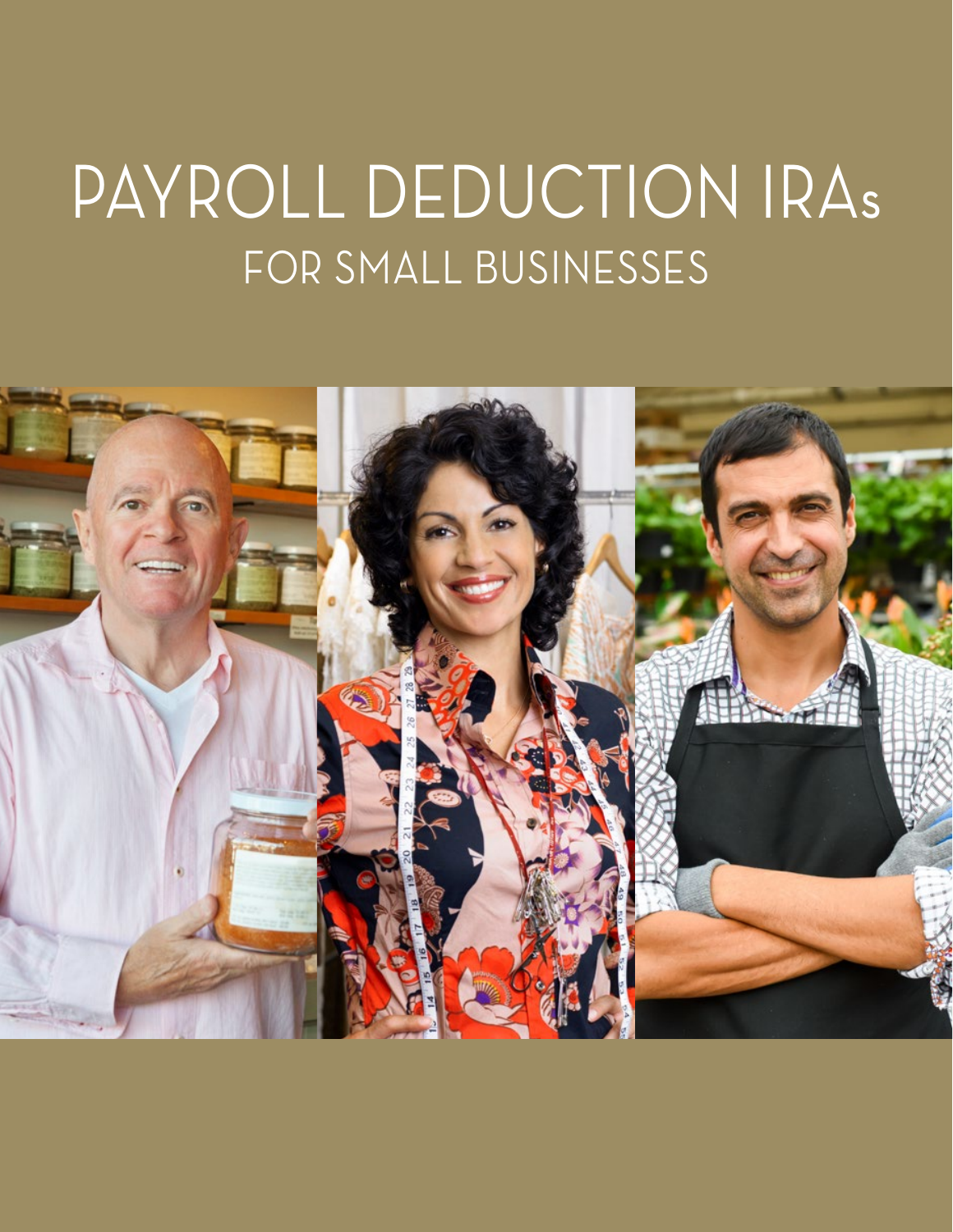# PAYROLL DEDUCTION IRAs

## FOR SMALL BUSINESSES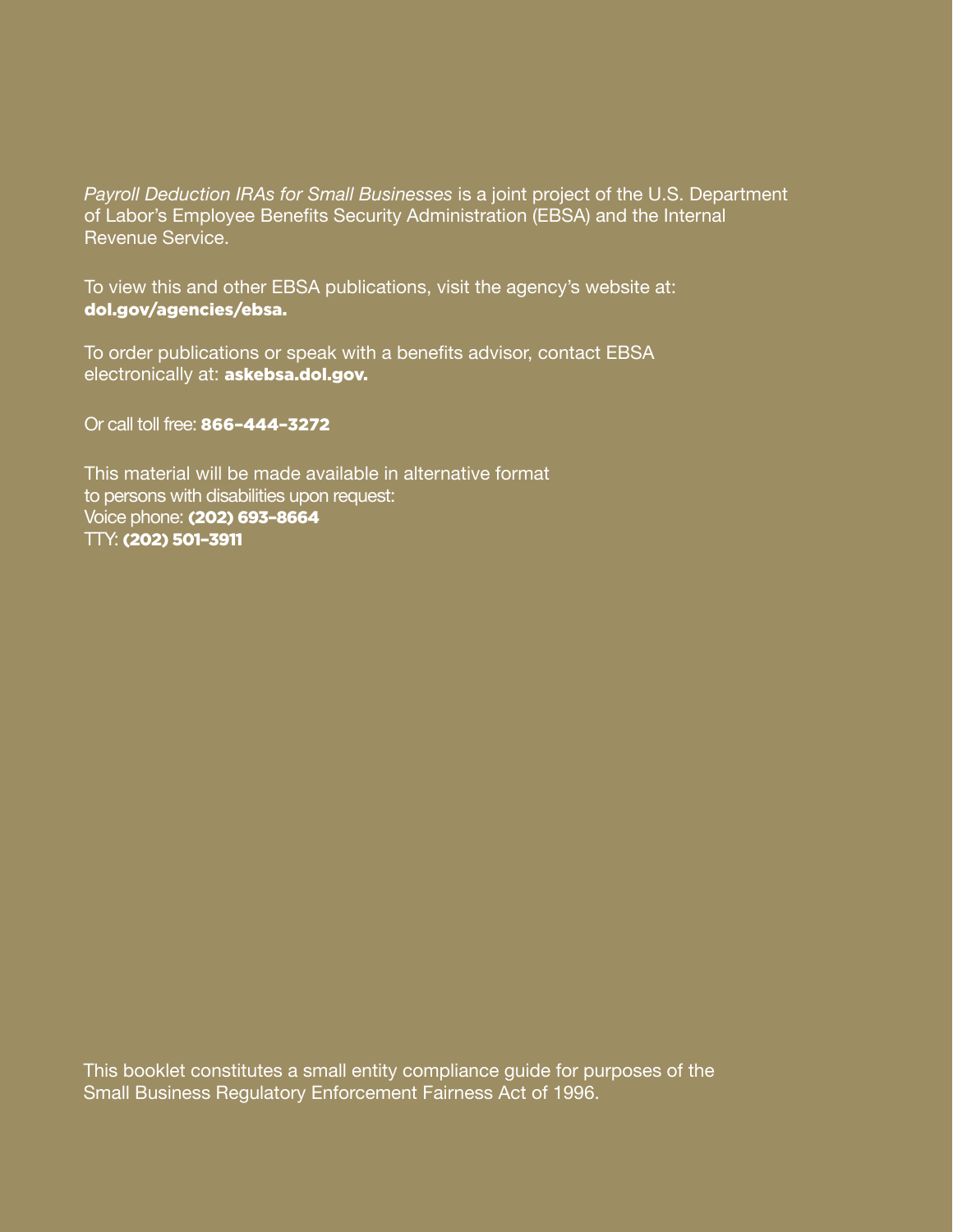*Payroll Deduction IRAs for Small Businesses* is a joint project of the U.S. Department of Labor's Employee Benefits Security Administration (EBSA) and the Internal Revenue Service.

To view this and other EBSA publications, visit the agency's website at: **dol.gov/agencies/ebsa.**

To order publications or speak with a benefits advisor, contact EBSA electronically at: **askebsa.dol.gov.**

Or call toll free: **866–444–3272**

This material will be made available in alternative format to persons with disabilities upon request:
Voice phone: **(202) 693–8664**
TTY: **(202) 501–3911**

This booklet constitutes a small entity compliance guide for purposes of the Small Business Regulatory Enforcement Fairness Act of 1996.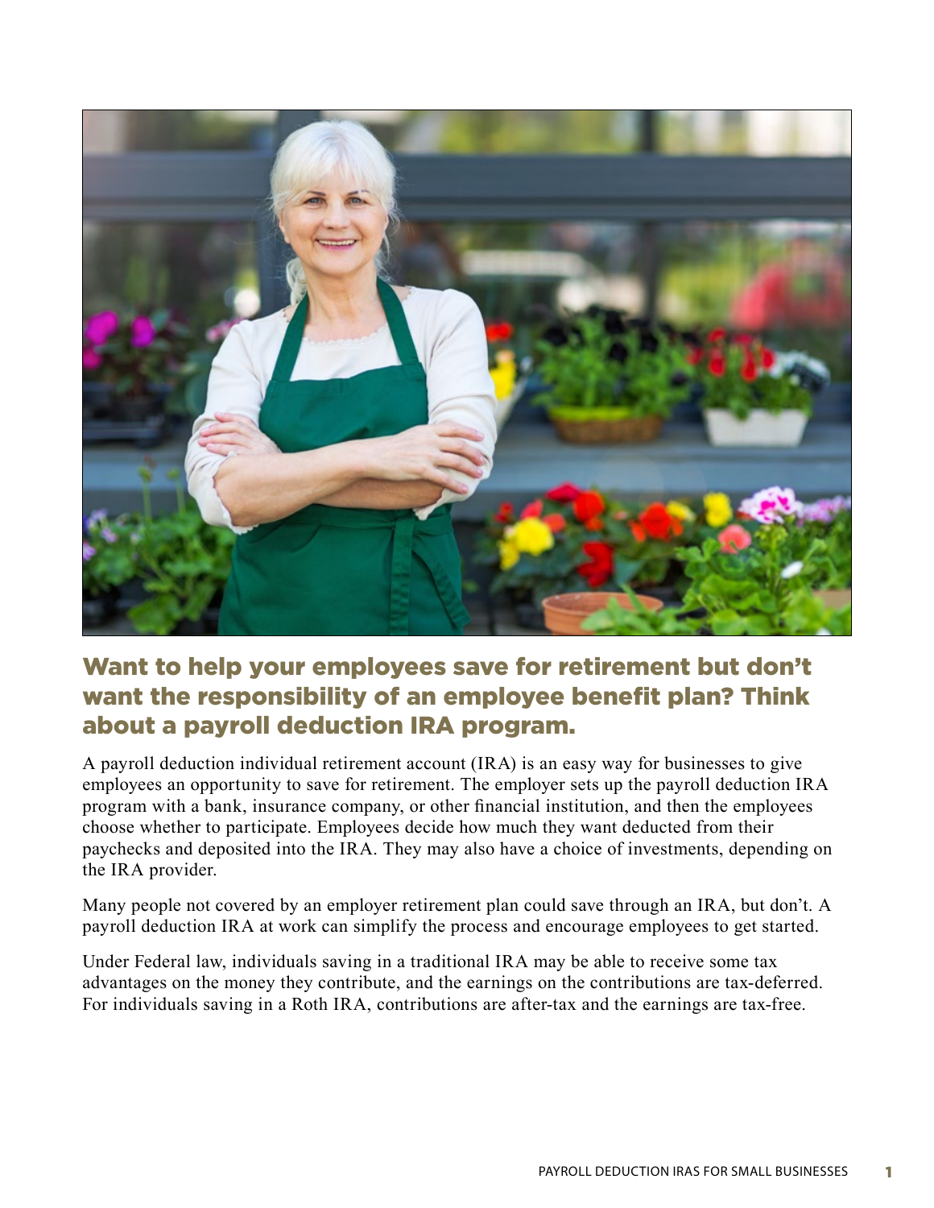## Want to help your employees save for retirement but don't want the responsibility of an employee benefit plan? Think about a payroll deduction IRA program.

A payroll deduction individual retirement account (IRA) is an easy way for businesses to give employees an opportunity to save for retirement. The employer sets up the payroll deduction IRA program with a bank, insurance company, or other financial institution, and then the employees choose whether to participate. Employees decide how much they want deducted from their paychecks and deposited into the IRA. They may also have a choice of investments, depending on the IRA provider.

Many people not covered by an employer retirement plan could save through an IRA, but don't. A payroll deduction IRA at work can simplify the process and encourage employees to get started.

Under Federal law, individuals saving in a traditional IRA may be able to receive some tax advantages on the money they contribute, and the earnings on the contributions are tax-deferred. For individuals saving in a Roth IRA, contributions are after-tax and the earnings are tax-free.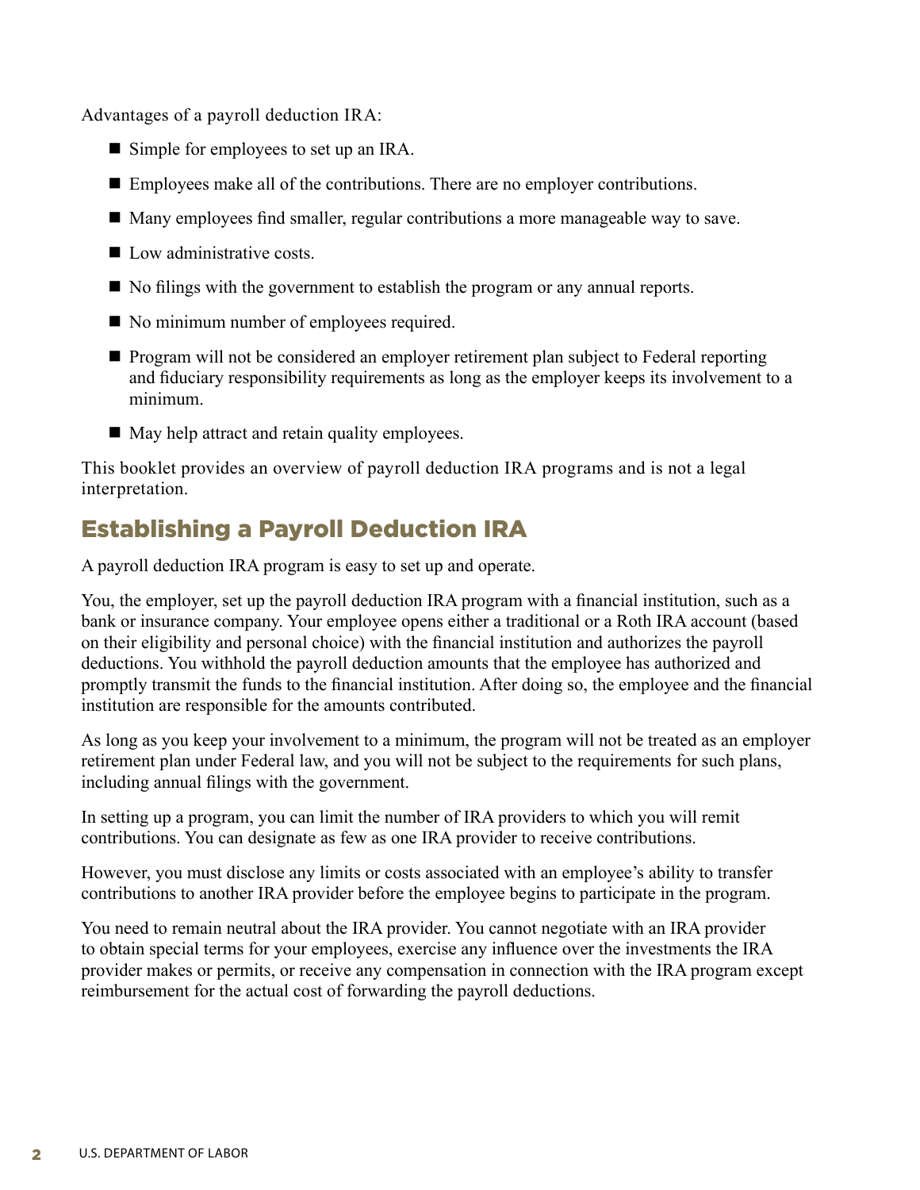Advantages of a payroll deduction IRA:

- Simple for employees to set up an IRA.
- Employees make all of the contributions. There are no employer contributions.
- Many employees find smaller, regular contributions a more manageable way to save.
- Low administrative costs.
- No filings with the government to establish the program or any annual reports.
- No minimum number of employees required.
- Program will not be considered an employer retirement plan subject to Federal reporting and fiduciary responsibility requirements as long as the employer keeps its involvement to a minimum.
- May help attract and retain quality employees.

This booklet provides an overview of payroll deduction IRA programs and is not a legal interpretation.

## Establishing a Payroll Deduction IRA

A payroll deduction IRA program is easy to set up and operate.

You, the employer, set up the payroll deduction IRA program with a financial institution, such as a bank or insurance company. Your employee opens either a traditional or a Roth IRA account (based on their eligibility and personal choice) with the financial institution and authorizes the payroll deductions. You withhold the payroll deduction amounts that the employee has authorized and promptly transmit the funds to the financial institution. After doing so, the employee and the financial institution are responsible for the amounts contributed.

As long as you keep your involvement to a minimum, the program will not be treated as an employer retirement plan under Federal law, and you will not be subject to the requirements for such plans, including annual filings with the government.

In setting up a program, you can limit the number of IRA providers to which you will remit contributions. You can designate as few as one IRA provider to receive contributions.

However, you must disclose any limits or costs associated with an employee's ability to transfer contributions to another IRA provider before the employee begins to participate in the program.

You need to remain neutral about the IRA provider. You cannot negotiate with an IRA provider to obtain special terms for your employees, exercise any influence over the investments the IRA provider makes or permits, or receive any compensation in connection with the IRA program except reimbursement for the actual cost of forwarding the payroll deductions.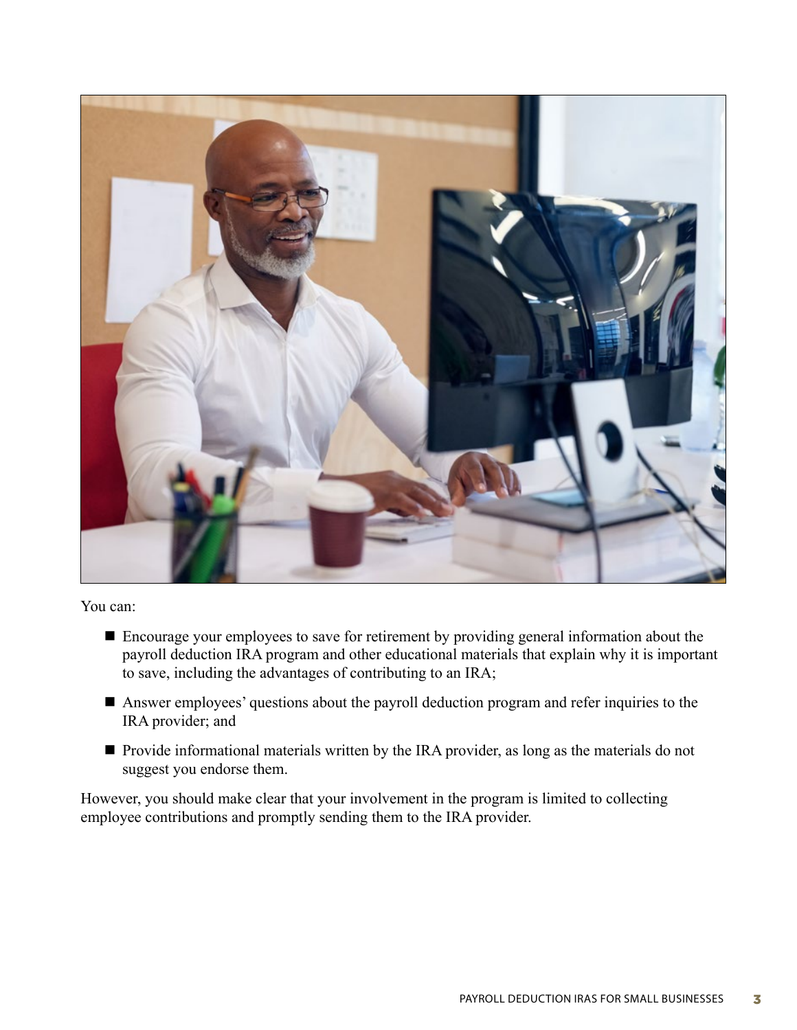You can:

- Encourage your employees to save for retirement by providing general information about the payroll deduction IRA program and other educational materials that explain why it is important to save, including the advantages of contributing to an IRA;
- Answer employees' questions about the payroll deduction program and refer inquiries to the IRA provider; and
- Provide informational materials written by the IRA provider, as long as the materials do not suggest you endorse them.

However, you should make clear that your involvement in the program is limited to collecting employee contributions and promptly sending them to the IRA provider.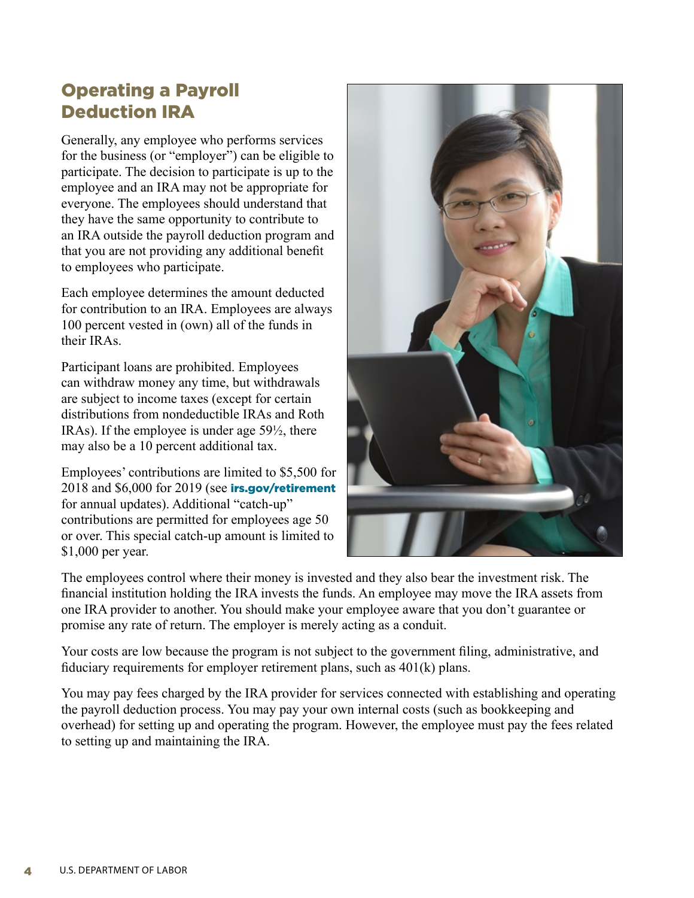## Operating a Payroll Deduction IRA

Generally, any employee who performs services for the business (or "employer") can be eligible to participate. The decision to participate is up to the employee and an IRA may not be appropriate for everyone. The employees should understand that they have the same opportunity to contribute to an IRA outside the payroll deduction program and that you are not providing any additional benefit to employees who participate.

Each employee determines the amount deducted for contribution to an IRA. Employees are always 100 percent vested in (own) all of the funds in their IRAs.

Participant loans are prohibited. Employees can withdraw money any time, but withdrawals are subject to income taxes (except for certain distributions from nondeductible IRAs and Roth IRAs). If the employee is under age 59½, there may also be a 10 percent additional tax.

Employees' contributions are limited to $5,500 for 2018 and $6,000 for 2019 (see **irs.gov/retirement** for annual updates). Additional "catch-up" contributions are permitted for employees age 50 or over. This special catch-up amount is limited to $1,000 per year.

The employees control where their money is invested and they also bear the investment risk. The financial institution holding the IRA invests the funds. An employee may move the IRA assets from one IRA provider to another. You should make your employee aware that you don't guarantee or promise any rate of return. The employer is merely acting as a conduit.

Your costs are low because the program is not subject to the government filing, administrative, and fiduciary requirements for employer retirement plans, such as 401(k) plans.

You may pay fees charged by the IRA provider for services connected with establishing and operating the payroll deduction process. You may pay your own internal costs (such as bookkeeping and overhead) for setting up and operating the program. However, the employee must pay the fees related to setting up and maintaining the IRA.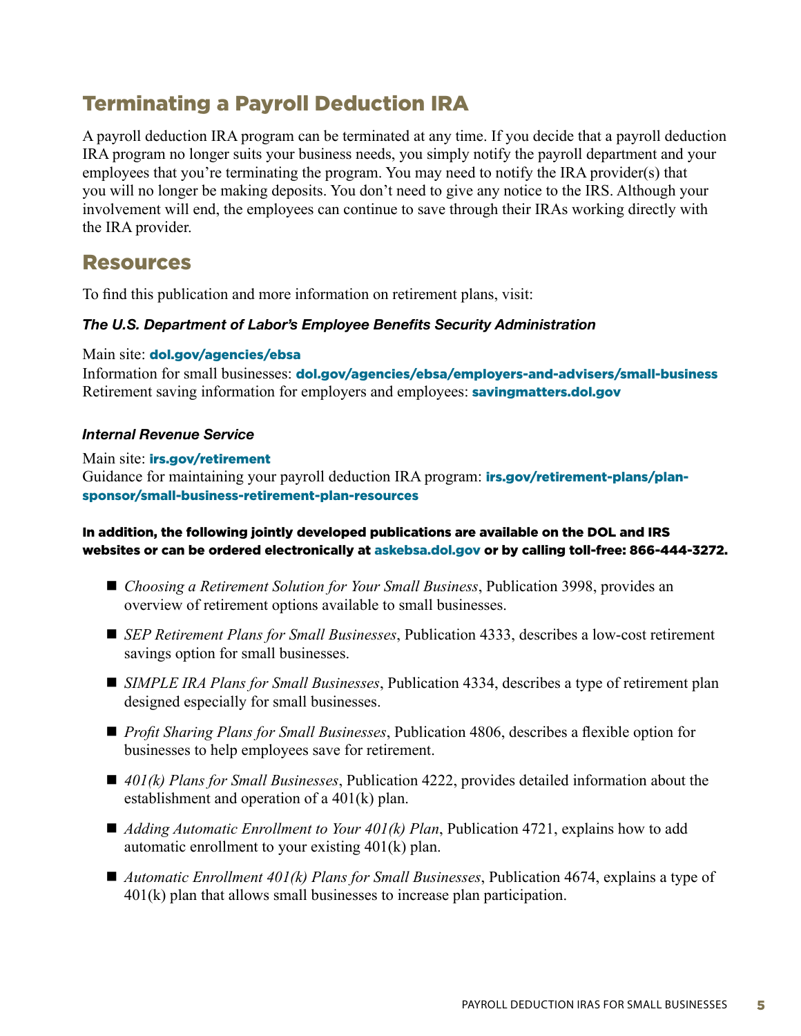## Terminating a Payroll Deduction IRA

A payroll deduction IRA program can be terminated at any time. If you decide that a payroll deduction IRA program no longer suits your business needs, you simply notify the payroll department and your employees that you're terminating the program. You may need to notify the IRA provider(s) that you will no longer be making deposits. You don't need to give any notice to the IRS. Although your involvement will end, the employees can continue to save through their IRAs working directly with the IRA provider.

## Resources

To find this publication and more information on retirement plans, visit:

***The U.S. Department of Labor's Employee Benefits Security Administration***

Main site: **dol.gov/agencies/ebsa**
Information for small businesses: **dol.gov/agencies/ebsa/employers-and-advisers/small-business**
Retirement saving information for employers and employees: **savingmatters.dol.gov**

***Internal Revenue Service***

Main site: **irs.gov/retirement**
Guidance for maintaining your payroll deduction IRA program: **irs.gov/retirement-plans/plan-sponsor/small-business-retirement-plan-resources**

**In addition, the following jointly developed publications are available on the DOL and IRS websites or can be ordered electronically at askebsa.dol.gov or by calling toll-free: 866-444-3272.**

- *Choosing a Retirement Solution for Your Small Business*, Publication 3998, provides an overview of retirement options available to small businesses.
- *SEP Retirement Plans for Small Businesses*, Publication 4333, describes a low-cost retirement savings option for small businesses.
- *SIMPLE IRA Plans for Small Businesses*, Publication 4334, describes a type of retirement plan designed especially for small businesses.
- *Profit Sharing Plans for Small Businesses*, Publication 4806, describes a flexible option for businesses to help employees save for retirement.
- *401(k) Plans for Small Businesses*, Publication 4222, provides detailed information about the establishment and operation of a 401(k) plan.
- *Adding Automatic Enrollment to Your 401(k) Plan*, Publication 4721, explains how to add automatic enrollment to your existing 401(k) plan.
- *Automatic Enrollment 401(k) Plans for Small Businesses*, Publication 4674, explains a type of 401(k) plan that allows small businesses to increase plan participation.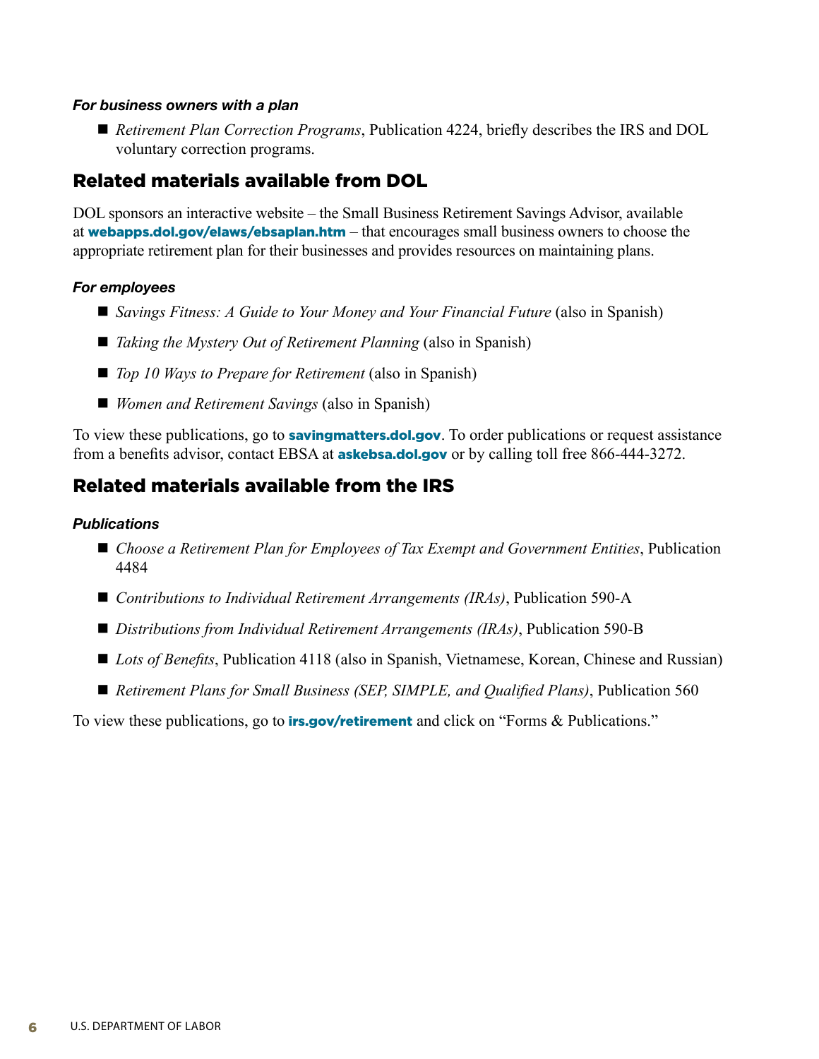### *For business owners with a plan*

- *Retirement Plan Correction Programs*, Publication 4224, briefly describes the IRS and DOL voluntary correction programs.

## Related materials available from DOL

DOL sponsors an interactive website – the Small Business Retirement Savings Advisor, available at **webapps.dol.gov/elaws/ebsaplan.htm** – that encourages small business owners to choose the appropriate retirement plan for their businesses and provides resources on maintaining plans.

### *For employees*

- *Savings Fitness: A Guide to Your Money and Your Financial Future* (also in Spanish)
- *Taking the Mystery Out of Retirement Planning* (also in Spanish)
- *Top 10 Ways to Prepare for Retirement* (also in Spanish)
- *Women and Retirement Savings* (also in Spanish)

To view these publications, go to **savingmatters.dol.gov**. To order publications or request assistance from a benefits advisor, contact EBSA at **askebsa.dol.gov** or by calling toll free 866-444-3272.

## Related materials available from the IRS

### *Publications*

- *Choose a Retirement Plan for Employees of Tax Exempt and Government Entities*, Publication 4484
- *Contributions to Individual Retirement Arrangements (IRAs)*, Publication 590-A
- *Distributions from Individual Retirement Arrangements (IRAs)*, Publication 590-B
- *Lots of Benefits*, Publication 4118 (also in Spanish, Vietnamese, Korean, Chinese and Russian)
- *Retirement Plans for Small Business (SEP, SIMPLE, and Qualified Plans)*, Publication 560

To view these publications, go to **irs.gov/retirement** and click on "Forms & Publications."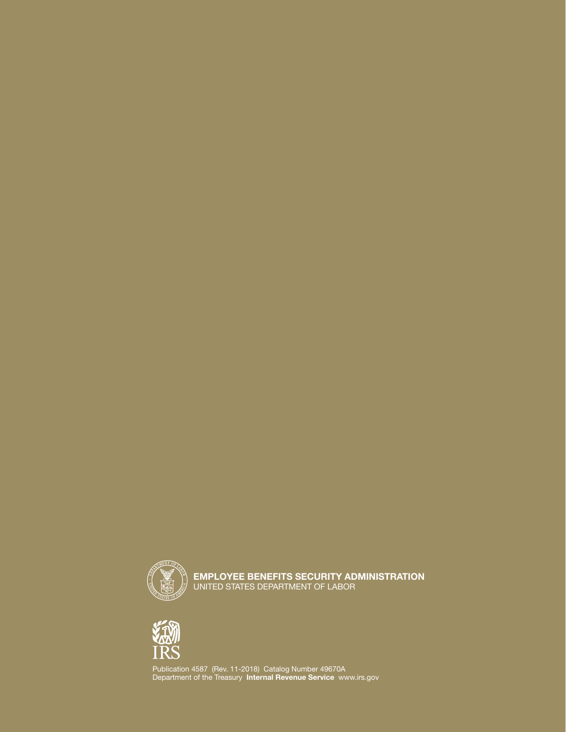**EMPLOYEE BENEFITS SECURITY ADMINISTRATION**
UNITED STATES DEPARTMENT OF LABOR

IRS

Publication 4587 (Rev. 11-2018) Catalog Number 49670A
Department of the Treasury **Internal Revenue Service** www.irs.gov